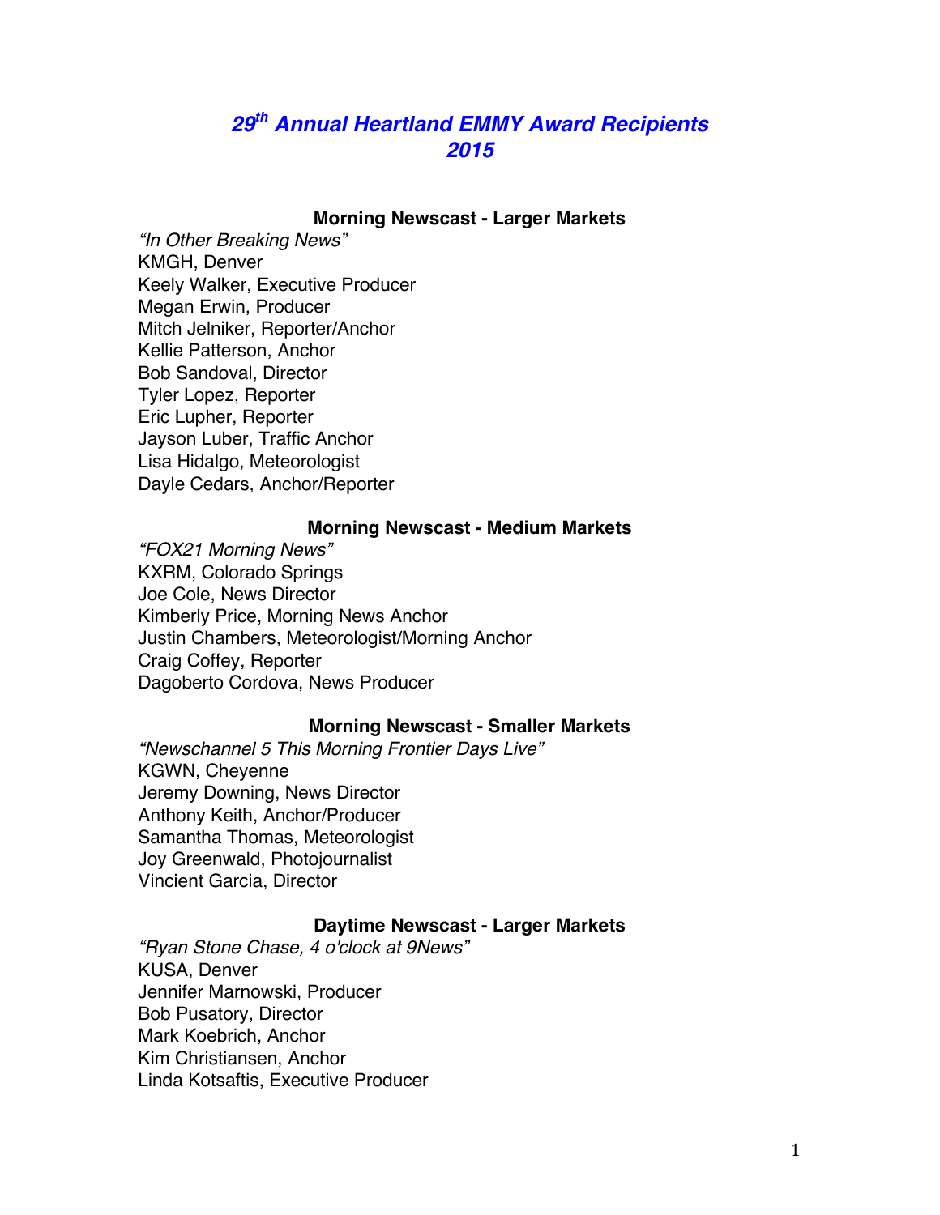# *29th Annual Heartland EMMY Award Recipients 2015*

### Morning Newscast - Larger Markets

*"In Other Breaking News"*
KMGH, Denver
Keely Walker, Executive Producer
Megan Erwin, Producer
Mitch Jelniker, Reporter/Anchor
Kellie Patterson, Anchor
Bob Sandoval, Director
Tyler Lopez, Reporter
Eric Lupher, Reporter
Jayson Luber, Traffic Anchor
Lisa Hidalgo, Meteorologist
Dayle Cedars, Anchor/Reporter

### Morning Newscast - Medium Markets

*"FOX21 Morning News"*
KXRM, Colorado Springs
Joe Cole, News Director
Kimberly Price, Morning News Anchor
Justin Chambers, Meteorologist/Morning Anchor
Craig Coffey, Reporter
Dagoberto Cordova, News Producer

### Morning Newscast - Smaller Markets

*"Newschannel 5 This Morning Frontier Days Live"*
KGWN, Cheyenne
Jeremy Downing, News Director
Anthony Keith, Anchor/Producer
Samantha Thomas, Meteorologist
Joy Greenwald, Photojournalist
Vincient Garcia, Director

### Daytime Newscast - Larger Markets

*"Ryan Stone Chase, 4 o'clock at 9News"*
KUSA, Denver
Jennifer Marnowski, Producer
Bob Pusatory, Director
Mark Koebrich, Anchor
Kim Christiansen, Anchor
Linda Kotsaftis, Executive Producer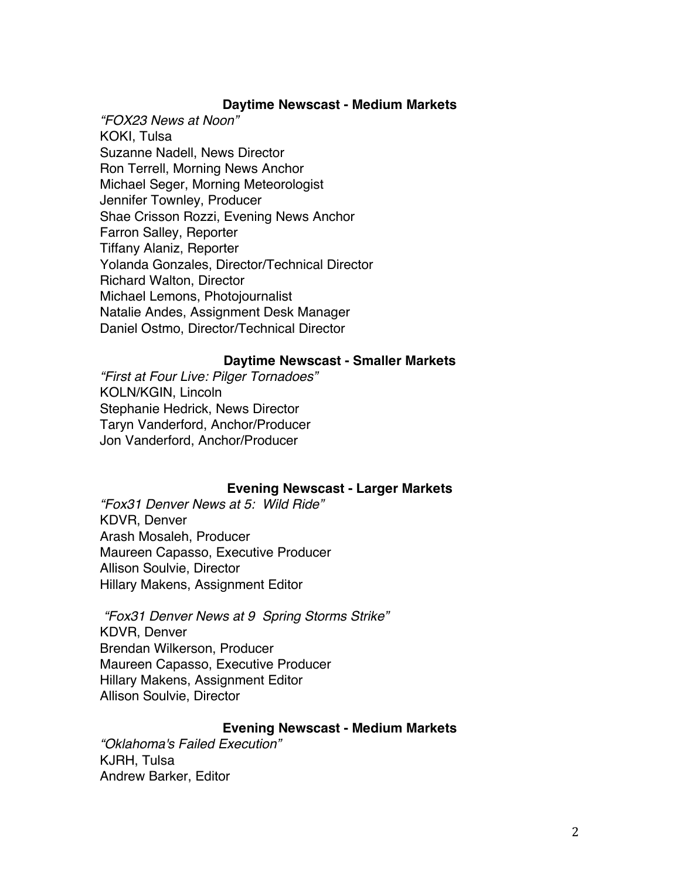### Daytime Newscast - Medium Markets

*"FOX23 News at Noon"*
KOKI, Tulsa
Suzanne Nadell, News Director
Ron Terrell, Morning News Anchor
Michael Seger, Morning Meteorologist
Jennifer Townley, Producer
Shae Crisson Rozzi, Evening News Anchor
Farron Salley, Reporter
Tiffany Alaniz, Reporter
Yolanda Gonzales, Director/Technical Director
Richard Walton, Director
Michael Lemons, Photojournalist
Natalie Andes, Assignment Desk Manager
Daniel Ostmo, Director/Technical Director

### Daytime Newscast - Smaller Markets

*"First at Four Live: Pilger Tornadoes"*
KOLN/KGIN, Lincoln
Stephanie Hedrick, News Director
Taryn Vanderford, Anchor/Producer
Jon Vanderford, Anchor/Producer

### Evening Newscast - Larger Markets

*"Fox31 Denver News at 5: Wild Ride"*
KDVR, Denver
Arash Mosaleh, Producer
Maureen Capasso, Executive Producer
Allison Soulvie, Director
Hillary Makens, Assignment Editor

*"Fox31 Denver News at 9 Spring Storms Strike"*
KDVR, Denver
Brendan Wilkerson, Producer
Maureen Capasso, Executive Producer
Hillary Makens, Assignment Editor
Allison Soulvie, Director

### Evening Newscast - Medium Markets

*"Oklahoma's Failed Execution"*
KJRH, Tulsa
Andrew Barker, Editor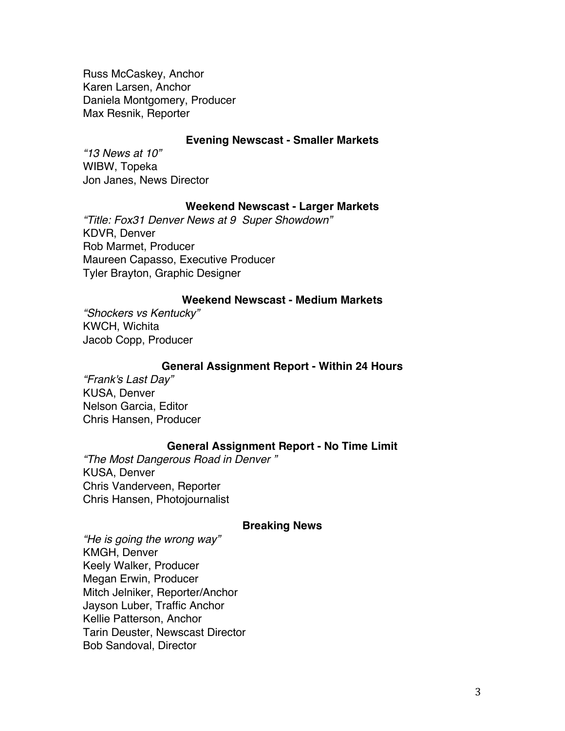Russ McCaskey, Anchor
Karen Larsen, Anchor
Daniela Montgomery, Producer
Max Resnik, Reporter

### Evening Newscast - Smaller Markets

*"13 News at 10"*
WIBW, Topeka
Jon Janes, News Director

### Weekend Newscast - Larger Markets

*"Title: Fox31 Denver News at 9  Super Showdown"*
KDVR, Denver
Rob Marmet, Producer
Maureen Capasso, Executive Producer
Tyler Brayton, Graphic Designer

### Weekend Newscast - Medium Markets

*"Shockers vs Kentucky"*
KWCH, Wichita
Jacob Copp, Producer

### General Assignment Report - Within 24 Hours

*"Frank's Last Day"*
KUSA, Denver
Nelson Garcia, Editor
Chris Hansen, Producer

### General Assignment Report - No Time Limit

*"The Most Dangerous Road in Denver "*
KUSA, Denver
Chris Vanderveen, Reporter
Chris Hansen, Photojournalist

### Breaking News

*"He is going the wrong way"*
KMGH, Denver
Keely Walker, Producer
Megan Erwin, Producer
Mitch Jelniker, Reporter/Anchor
Jayson Luber, Traffic Anchor
Kellie Patterson, Anchor
Tarin Deuster, Newscast Director
Bob Sandoval, Director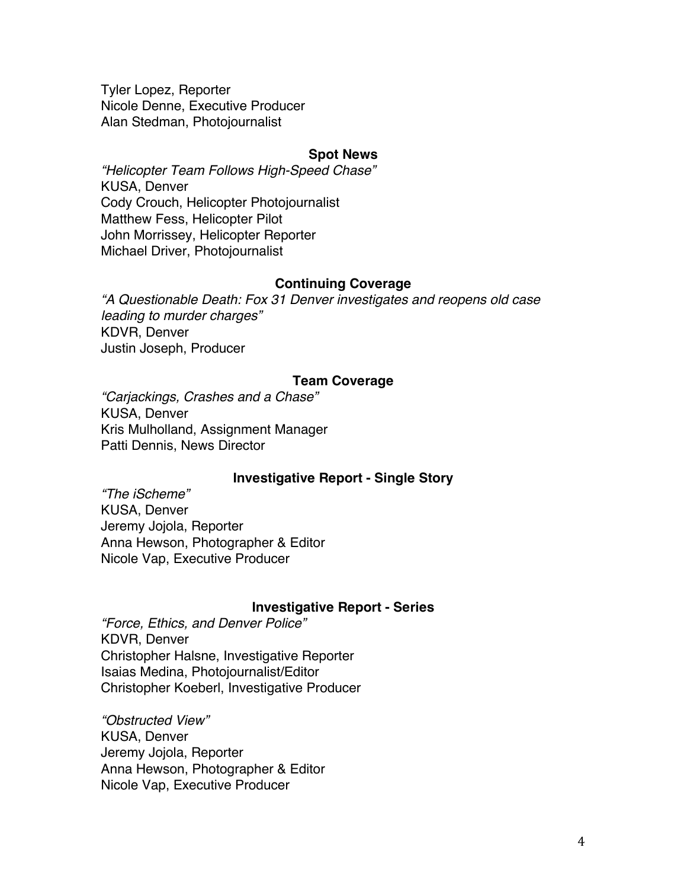Tyler Lopez, Reporter
Nicole Denne, Executive Producer
Alan Stedman, Photojournalist

### Spot News

*"Helicopter Team Follows High-Speed Chase"*
KUSA, Denver
Cody Crouch, Helicopter Photojournalist
Matthew Fess, Helicopter Pilot
John Morrissey, Helicopter Reporter
Michael Driver, Photojournalist

### Continuing Coverage

*"A Questionable Death: Fox 31 Denver investigates and reopens old case leading to murder charges"*
KDVR, Denver
Justin Joseph, Producer

### Team Coverage

*"Carjackings, Crashes and a Chase"*
KUSA, Denver
Kris Mulholland, Assignment Manager
Patti Dennis, News Director

### Investigative Report - Single Story

*"The iScheme"*
KUSA, Denver
Jeremy Jojola, Reporter
Anna Hewson, Photographer & Editor
Nicole Vap, Executive Producer

### Investigative Report - Series

*"Force, Ethics, and Denver Police"*
KDVR, Denver
Christopher Halsne, Investigative Reporter
Isaias Medina, Photojournalist/Editor
Christopher Koeberl, Investigative Producer

*"Obstructed View"*
KUSA, Denver
Jeremy Jojola, Reporter
Anna Hewson, Photographer & Editor
Nicole Vap, Executive Producer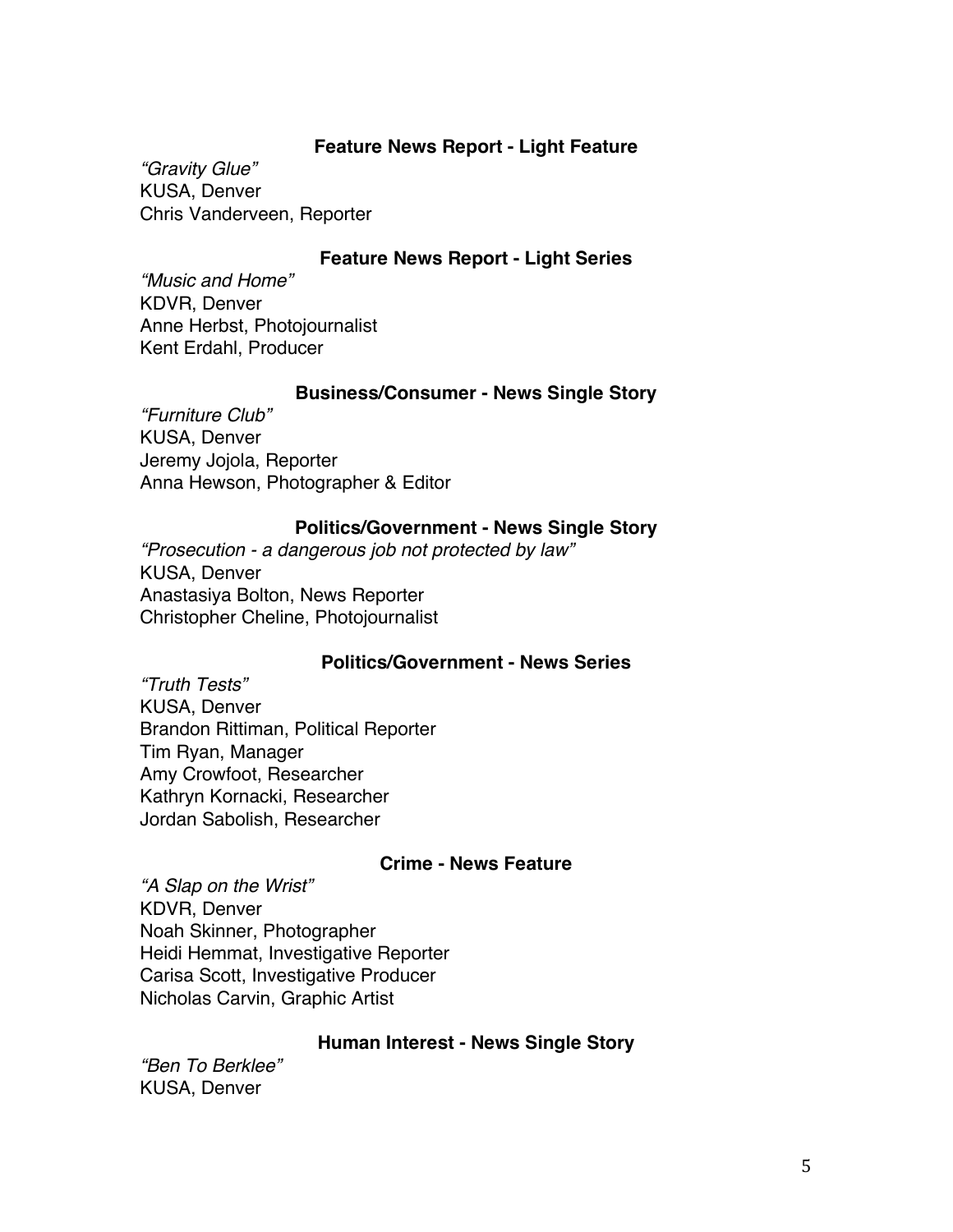**Feature News Report - Light Feature**

*"Gravity Glue"*
KUSA, Denver
Chris Vanderveen, Reporter

**Feature News Report - Light Series**

*"Music and Home"*
KDVR, Denver
Anne Herbst, Photojournalist
Kent Erdahl, Producer

**Business/Consumer - News Single Story**

*"Furniture Club"*
KUSA, Denver
Jeremy Jojola, Reporter
Anna Hewson, Photographer & Editor

**Politics/Government - News Single Story**

*"Prosecution - a dangerous job not protected by law"*
KUSA, Denver
Anastasiya Bolton, News Reporter
Christopher Cheline, Photojournalist

**Politics/Government - News Series**

*"Truth Tests"*
KUSA, Denver
Brandon Rittiman, Political Reporter
Tim Ryan, Manager
Amy Crowfoot, Researcher
Kathryn Kornacki, Researcher
Jordan Sabolish, Researcher

**Crime - News Feature**

*"A Slap on the Wrist"*
KDVR, Denver
Noah Skinner, Photographer
Heidi Hemmat, Investigative Reporter
Carisa Scott, Investigative Producer
Nicholas Carvin, Graphic Artist

**Human Interest - News Single Story**

*"Ben To Berklee"*
KUSA, Denver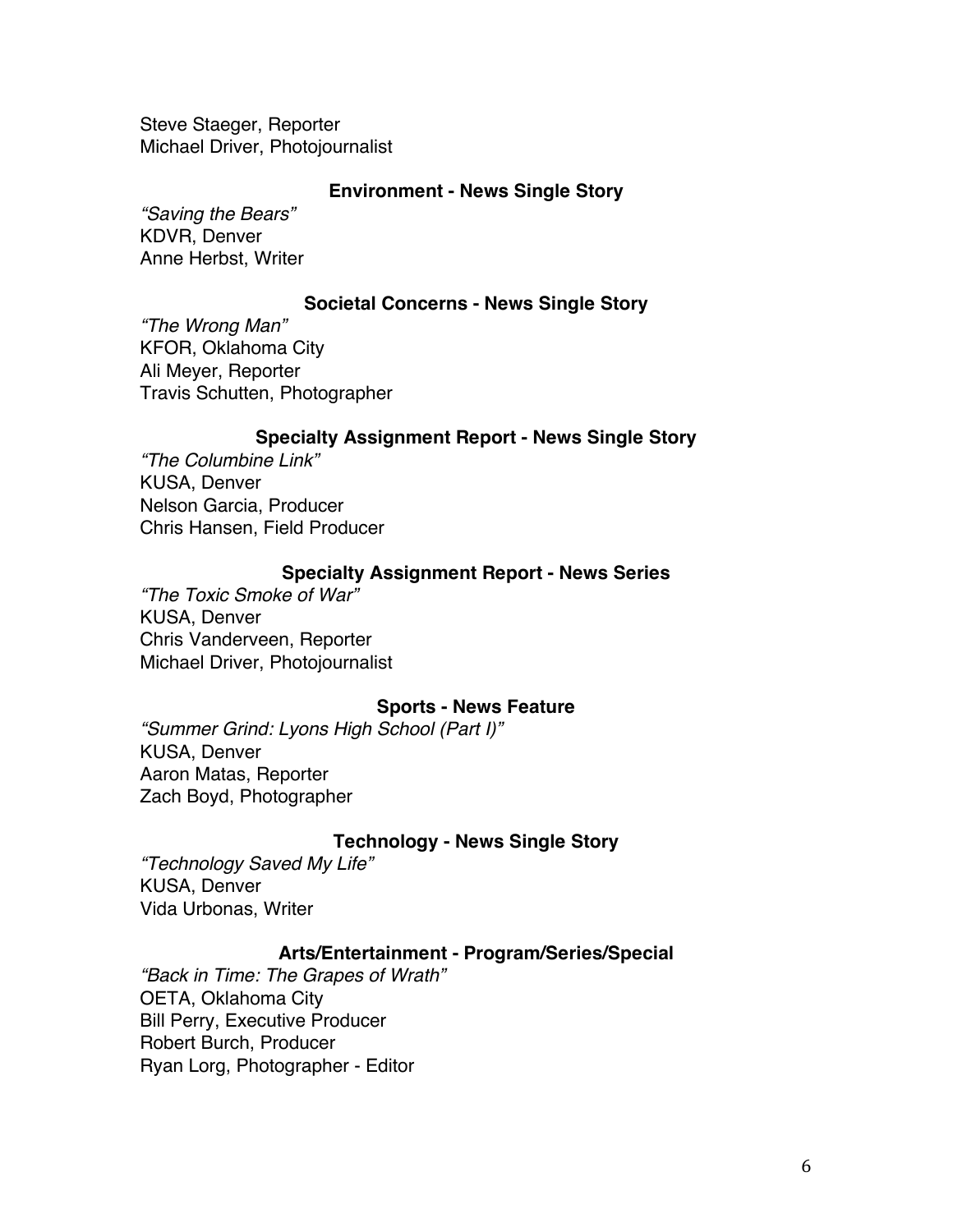Steve Staeger, Reporter
Michael Driver, Photojournalist

**Environment - News Single Story**

*"Saving the Bears"*
KDVR, Denver
Anne Herbst, Writer

**Societal Concerns - News Single Story**

*"The Wrong Man"*
KFOR, Oklahoma City
Ali Meyer, Reporter
Travis Schutten, Photographer

**Specialty Assignment Report - News Single Story**

*"The Columbine Link"*
KUSA, Denver
Nelson Garcia, Producer
Chris Hansen, Field Producer

**Specialty Assignment Report - News Series**

*"The Toxic Smoke of War"*
KUSA, Denver
Chris Vanderveen, Reporter
Michael Driver, Photojournalist

**Sports - News Feature**

*"Summer Grind: Lyons High School (Part I)"*
KUSA, Denver
Aaron Matas, Reporter
Zach Boyd, Photographer

**Technology - News Single Story**

*"Technology Saved My Life"*
KUSA, Denver
Vida Urbonas, Writer

**Arts/Entertainment - Program/Series/Special**

*"Back in Time: The Grapes of Wrath"*
OETA, Oklahoma City
Bill Perry, Executive Producer
Robert Burch, Producer
Ryan Lorg, Photographer - Editor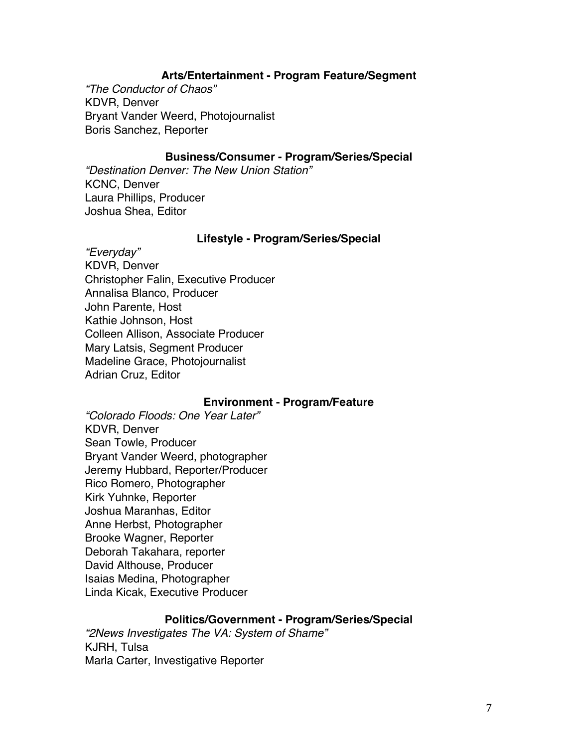### Arts/Entertainment - Program Feature/Segment

*"The Conductor of Chaos"*
KDVR, Denver
Bryant Vander Weerd, Photojournalist
Boris Sanchez, Reporter

### Business/Consumer - Program/Series/Special

*"Destination Denver: The New Union Station"*
KCNC, Denver
Laura Phillips, Producer
Joshua Shea, Editor

### Lifestyle - Program/Series/Special

*"Everyday"*
KDVR, Denver
Christopher Falin, Executive Producer
Annalisa Blanco, Producer
John Parente, Host
Kathie Johnson, Host
Colleen Allison, Associate Producer
Mary Latsis, Segment Producer
Madeline Grace, Photojournalist
Adrian Cruz, Editor

### Environment - Program/Feature

*"Colorado Floods: One Year Later"*
KDVR, Denver
Sean Towle, Producer
Bryant Vander Weerd, photographer
Jeremy Hubbard, Reporter/Producer
Rico Romero, Photographer
Kirk Yuhnke, Reporter
Joshua Maranhas, Editor
Anne Herbst, Photographer
Brooke Wagner, Reporter
Deborah Takahara, reporter
David Althouse, Producer
Isaias Medina, Photographer
Linda Kicak, Executive Producer

### Politics/Government - Program/Series/Special

*"2News Investigates The VA: System of Shame"*
KJRH, Tulsa
Marla Carter, Investigative Reporter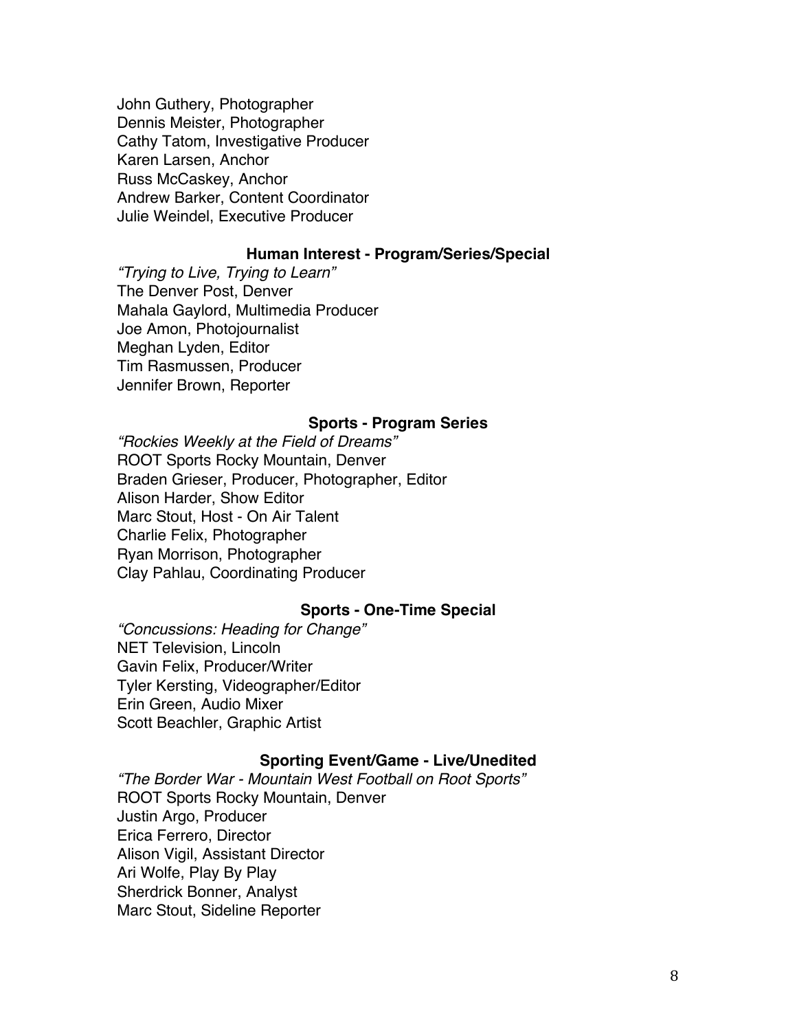John Guthery, Photographer
Dennis Meister, Photographer
Cathy Tatom, Investigative Producer
Karen Larsen, Anchor
Russ McCaskey, Anchor
Andrew Barker, Content Coordinator
Julie Weindel, Executive Producer

### Human Interest - Program/Series/Special

*"Trying to Live, Trying to Learn"*
The Denver Post, Denver
Mahala Gaylord, Multimedia Producer
Joe Amon, Photojournalist
Meghan Lyden, Editor
Tim Rasmussen, Producer
Jennifer Brown, Reporter

### Sports - Program Series

*"Rockies Weekly at the Field of Dreams"*
ROOT Sports Rocky Mountain, Denver
Braden Grieser, Producer, Photographer, Editor
Alison Harder, Show Editor
Marc Stout, Host - On Air Talent
Charlie Felix, Photographer
Ryan Morrison, Photographer
Clay Pahlau, Coordinating Producer

### Sports - One-Time Special

*"Concussions: Heading for Change"*
NET Television, Lincoln
Gavin Felix, Producer/Writer
Tyler Kersting, Videographer/Editor
Erin Green, Audio Mixer
Scott Beachler, Graphic Artist

### Sporting Event/Game - Live/Unedited

*"The Border War - Mountain West Football on Root Sports"*
ROOT Sports Rocky Mountain, Denver
Justin Argo, Producer
Erica Ferrero, Director
Alison Vigil, Assistant Director
Ari Wolfe, Play By Play
Sherdrick Bonner, Analyst
Marc Stout, Sideline Reporter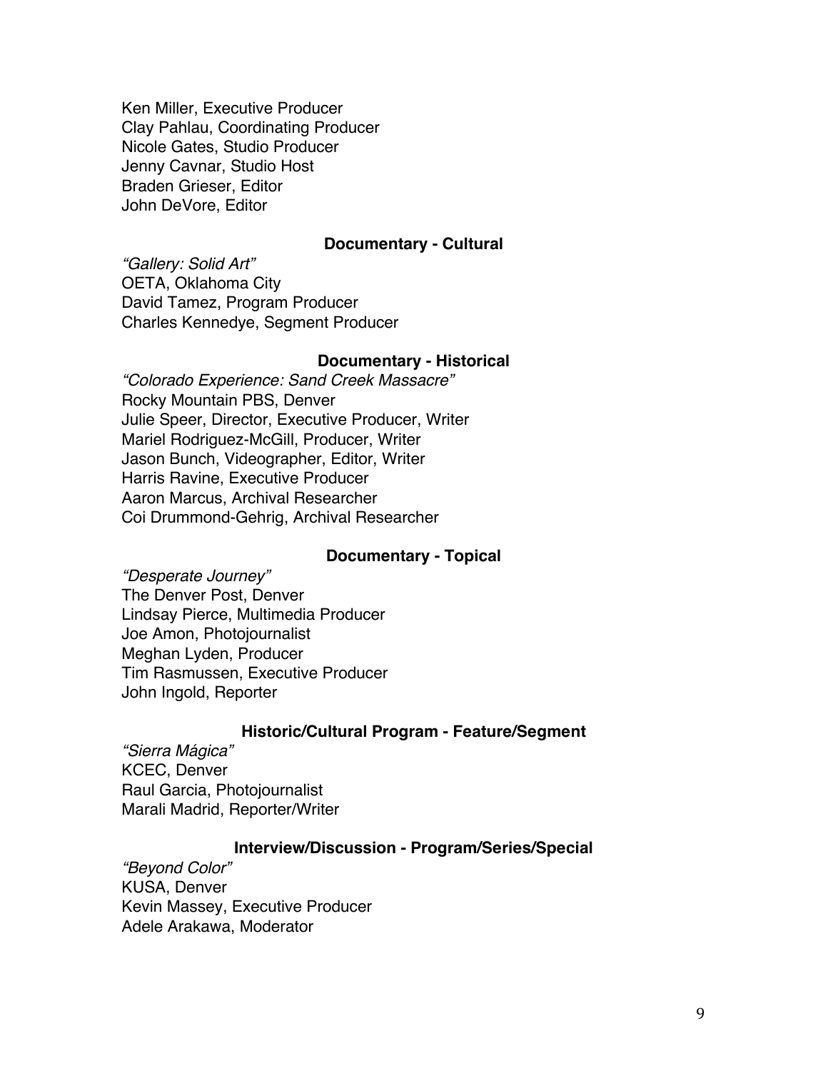Ken Miller, Executive Producer
Clay Pahlau, Coordinating Producer
Nicole Gates, Studio Producer
Jenny Cavnar, Studio Host
Braden Grieser, Editor
John DeVore, Editor

### Documentary - Cultural

*"Gallery: Solid Art"*
OETA, Oklahoma City
David Tamez, Program Producer
Charles Kennedye, Segment Producer

### Documentary - Historical

*"Colorado Experience: Sand Creek Massacre"*
Rocky Mountain PBS, Denver
Julie Speer, Director, Executive Producer, Writer
Mariel Rodriguez-McGill, Producer, Writer
Jason Bunch, Videographer, Editor, Writer
Harris Ravine, Executive Producer
Aaron Marcus, Archival Researcher
Coi Drummond-Gehrig, Archival Researcher

### Documentary - Topical

*"Desperate Journey"*
The Denver Post, Denver
Lindsay Pierce, Multimedia Producer
Joe Amon, Photojournalist
Meghan Lyden, Producer
Tim Rasmussen, Executive Producer
John Ingold, Reporter

### Historic/Cultural Program - Feature/Segment

*"Sierra Mágica"*
KCEC, Denver
Raul Garcia, Photojournalist
Marali Madrid, Reporter/Writer

### Interview/Discussion - Program/Series/Special

*"Beyond Color"*
KUSA, Denver
Kevin Massey, Executive Producer
Adele Arakawa, Moderator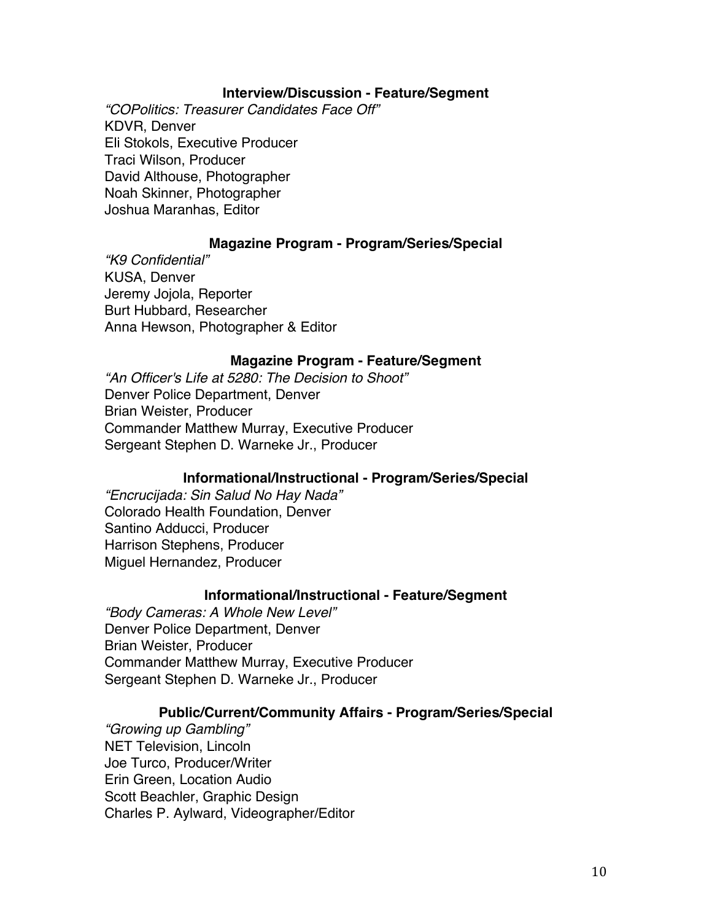**Interview/Discussion - Feature/Segment**

*"COPolitics: Treasurer Candidates Face Off"*
KDVR, Denver
Eli Stokols, Executive Producer
Traci Wilson, Producer
David Althouse, Photographer
Noah Skinner, Photographer
Joshua Maranhas, Editor

**Magazine Program - Program/Series/Special**

*"K9 Confidential"*
KUSA, Denver
Jeremy Jojola, Reporter
Burt Hubbard, Researcher
Anna Hewson, Photographer & Editor

**Magazine Program - Feature/Segment**

*"An Officer's Life at 5280: The Decision to Shoot"*
Denver Police Department, Denver
Brian Weister, Producer
Commander Matthew Murray, Executive Producer
Sergeant Stephen D. Warneke Jr., Producer

**Informational/Instructional - Program/Series/Special**

*"Encrucijada: Sin Salud No Hay Nada"*
Colorado Health Foundation, Denver
Santino Adducci, Producer
Harrison Stephens, Producer
Miguel Hernandez, Producer

**Informational/Instructional - Feature/Segment**

*"Body Cameras: A Whole New Level"*
Denver Police Department, Denver
Brian Weister, Producer
Commander Matthew Murray, Executive Producer
Sergeant Stephen D. Warneke Jr., Producer

**Public/Current/Community Affairs - Program/Series/Special**

*"Growing up Gambling"*
NET Television, Lincoln
Joe Turco, Producer/Writer
Erin Green, Location Audio
Scott Beachler, Graphic Design
Charles P. Aylward, Videographer/Editor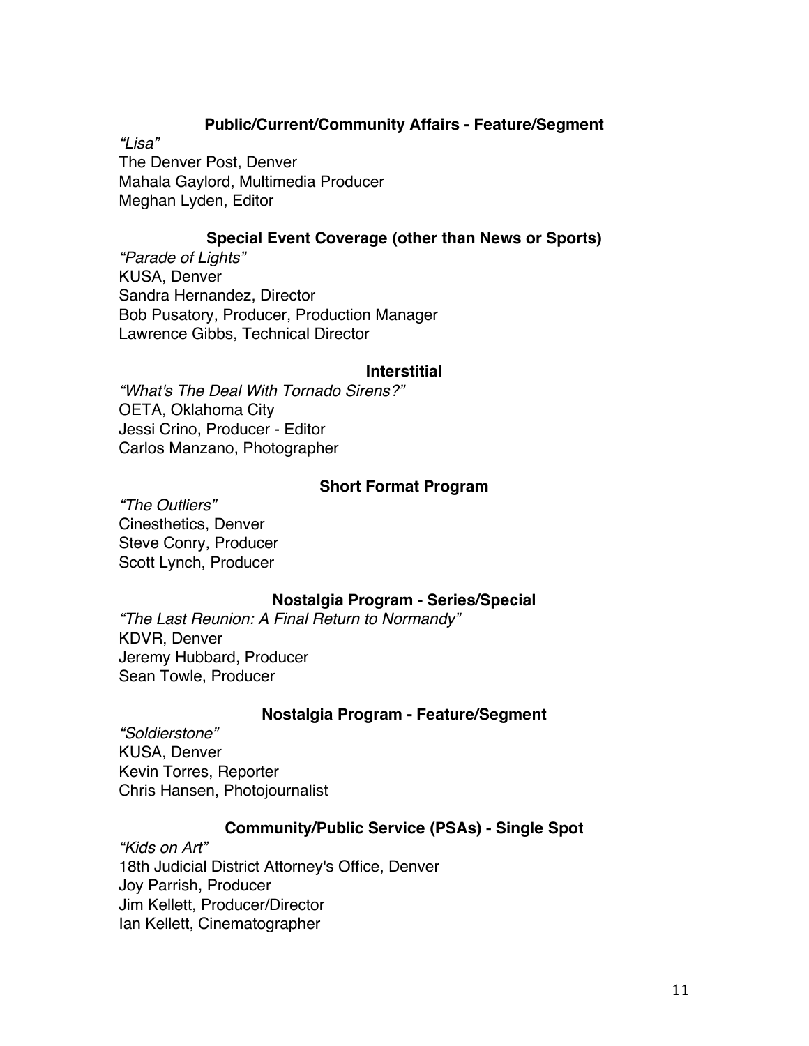### Public/Current/Community Affairs - Feature/Segment

*“Lisa”*
The Denver Post, Denver
Mahala Gaylord, Multimedia Producer
Meghan Lyden, Editor

### Special Event Coverage (other than News or Sports)

*“Parade of Lights”*
KUSA, Denver
Sandra Hernandez, Director
Bob Pusatory, Producer, Production Manager
Lawrence Gibbs, Technical Director

### Interstitial

*“What's The Deal With Tornado Sirens?”*
OETA, Oklahoma City
Jessi Crino, Producer - Editor
Carlos Manzano, Photographer

### Short Format Program

*“The Outliers”*
Cinesthetics, Denver
Steve Conry, Producer
Scott Lynch, Producer

### Nostalgia Program - Series/Special

*“The Last Reunion: A Final Return to Normandy”*
KDVR, Denver
Jeremy Hubbard, Producer
Sean Towle, Producer

### Nostalgia Program - Feature/Segment

*“Soldierstone”*
KUSA, Denver
Kevin Torres, Reporter
Chris Hansen, Photojournalist

### Community/Public Service (PSAs) - Single Spot

*“Kids on Art”*
18th Judicial District Attorney's Office, Denver
Joy Parrish, Producer
Jim Kellett, Producer/Director
Ian Kellett, Cinematographer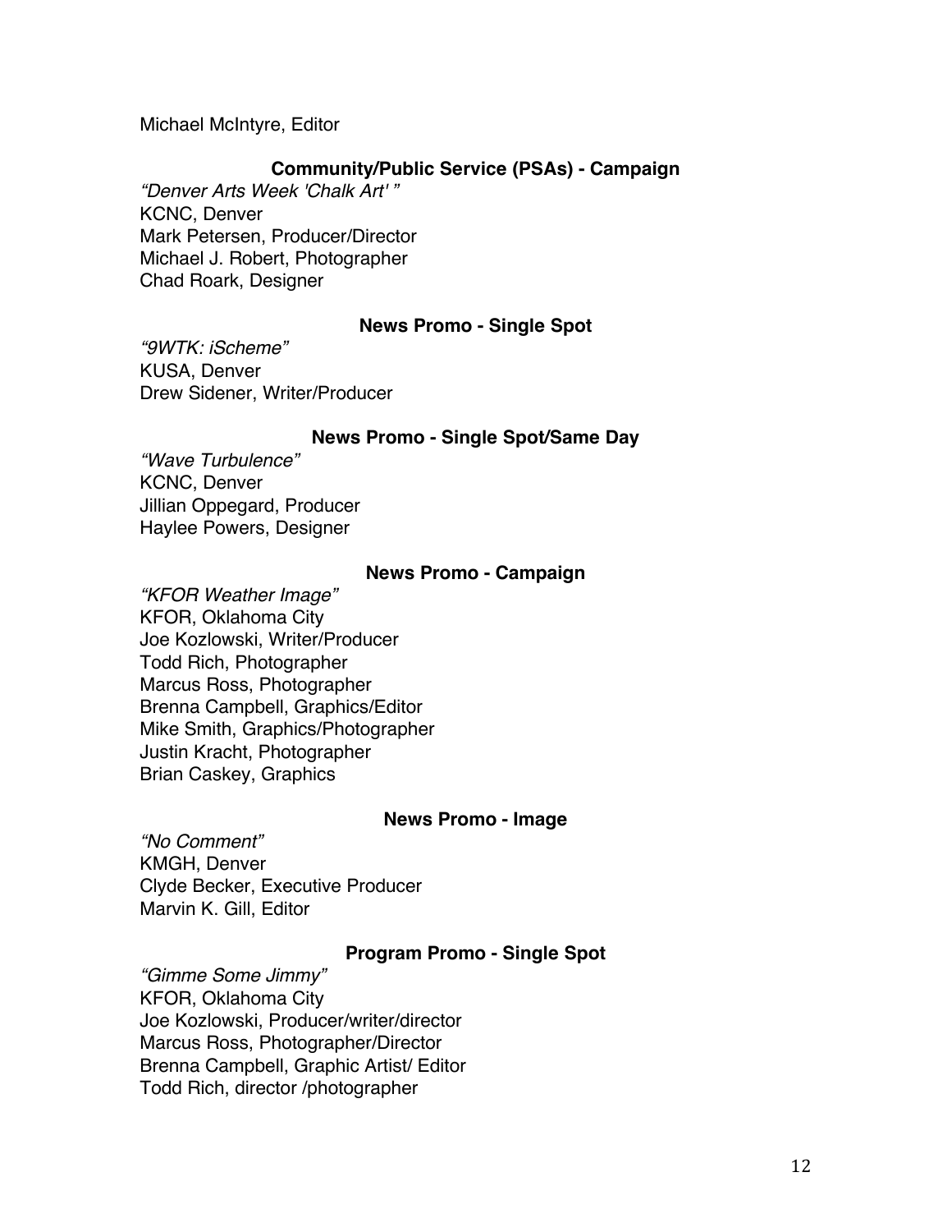Michael McIntyre, Editor

**Community/Public Service (PSAs) - Campaign**

*"Denver Arts Week 'Chalk Art' "*
KCNC, Denver
Mark Petersen, Producer/Director
Michael J. Robert, Photographer
Chad Roark, Designer

**News Promo - Single Spot**

*"9WTK: iScheme"*
KUSA, Denver
Drew Sidener, Writer/Producer

**News Promo - Single Spot/Same Day**

*"Wave Turbulence"*
KCNC, Denver
Jillian Oppegard, Producer
Haylee Powers, Designer

**News Promo - Campaign**

*"KFOR Weather Image"*
KFOR, Oklahoma City
Joe Kozlowski, Writer/Producer
Todd Rich, Photographer
Marcus Ross, Photographer
Brenna Campbell, Graphics/Editor
Mike Smith, Graphics/Photographer
Justin Kracht, Photographer
Brian Caskey, Graphics

**News Promo - Image**

*"No Comment"*
KMGH, Denver
Clyde Becker, Executive Producer
Marvin K. Gill, Editor

**Program Promo - Single Spot**

*"Gimme Some Jimmy"*
KFOR, Oklahoma City
Joe Kozlowski, Producer/writer/director
Marcus Ross, Photographer/Director
Brenna Campbell, Graphic Artist/ Editor
Todd Rich, director /photographer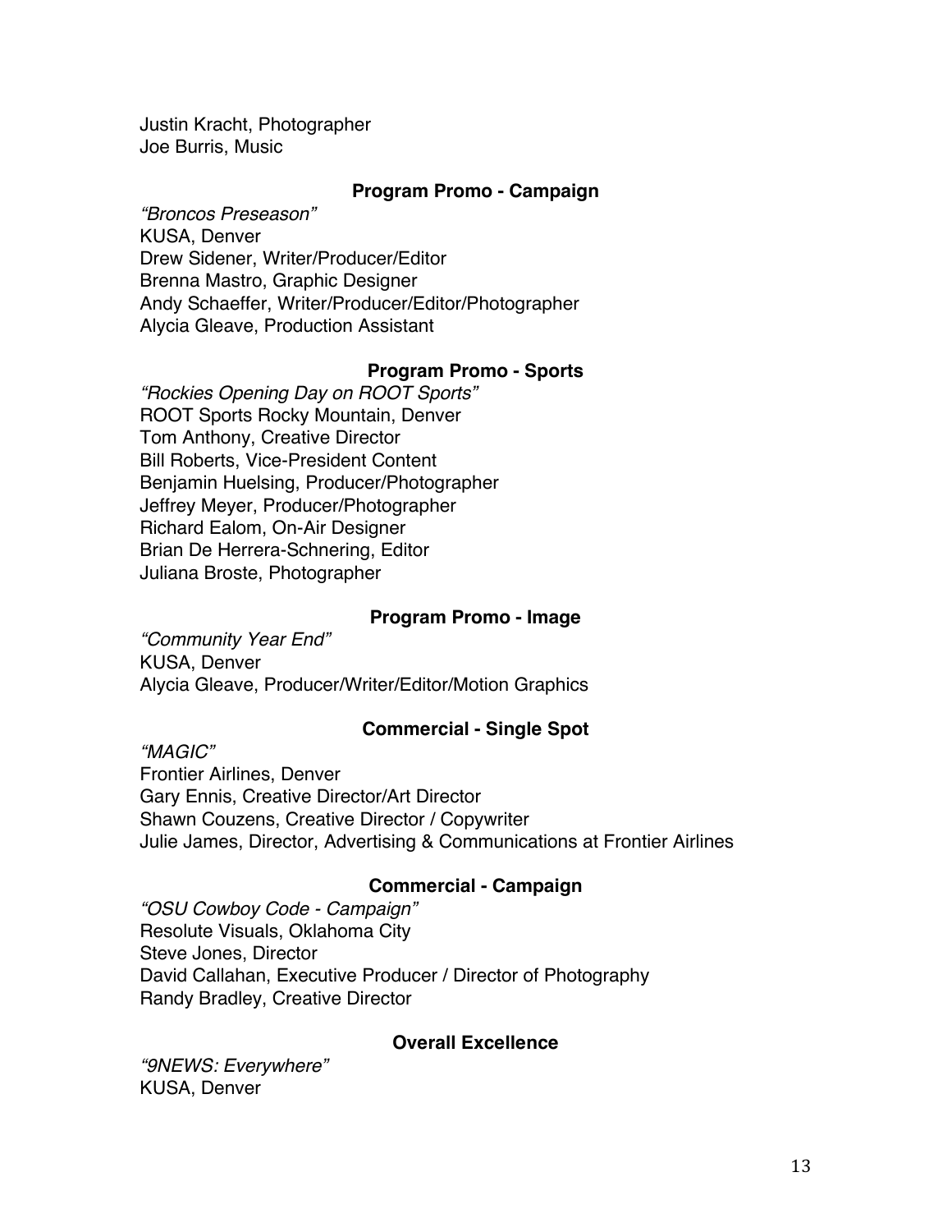Justin Kracht, Photographer
Joe Burris, Music

### Program Promo - Campaign

*"Broncos Preseason"*
KUSA, Denver
Drew Sidener, Writer/Producer/Editor
Brenna Mastro, Graphic Designer
Andy Schaeffer, Writer/Producer/Editor/Photographer
Alycia Gleave, Production Assistant

### Program Promo - Sports

*"Rockies Opening Day on ROOT Sports"*
ROOT Sports Rocky Mountain, Denver
Tom Anthony, Creative Director
Bill Roberts, Vice-President Content
Benjamin Huelsing, Producer/Photographer
Jeffrey Meyer, Producer/Photographer
Richard Ealom, On-Air Designer
Brian De Herrera-Schnering, Editor
Juliana Broste, Photographer

### Program Promo - Image

*"Community Year End"*
KUSA, Denver
Alycia Gleave, Producer/Writer/Editor/Motion Graphics

### Commercial - Single Spot

*"MAGIC"*
Frontier Airlines, Denver
Gary Ennis, Creative Director/Art Director
Shawn Couzens, Creative Director / Copywriter
Julie James, Director, Advertising & Communications at Frontier Airlines

### Commercial - Campaign

*"OSU Cowboy Code - Campaign"*
Resolute Visuals, Oklahoma City
Steve Jones, Director
David Callahan, Executive Producer / Director of Photography
Randy Bradley, Creative Director

### Overall Excellence

*"9NEWS: Everywhere"*
KUSA, Denver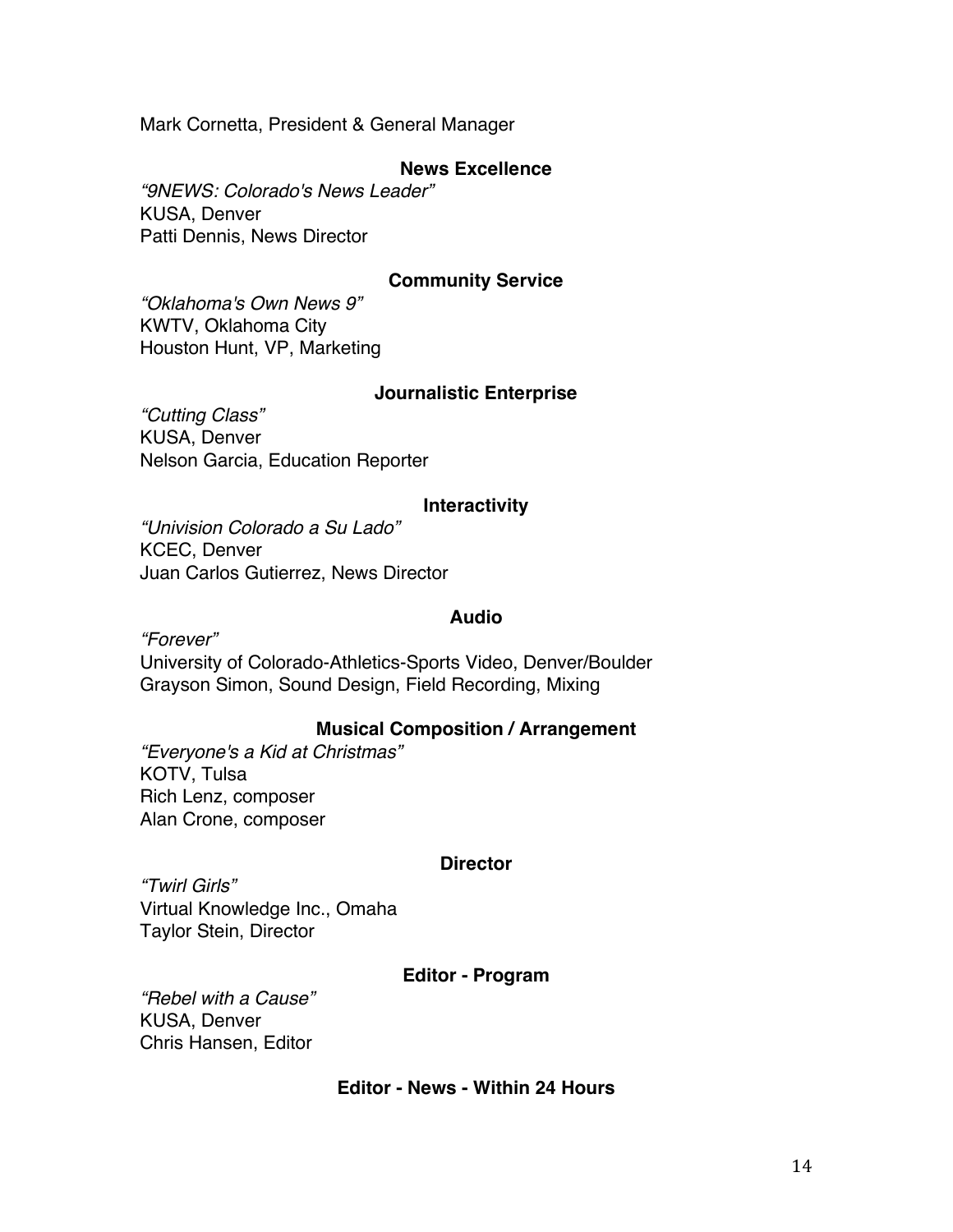Mark Cornetta, President & General Manager

**News Excellence**

*"9NEWS: Colorado's News Leader"*
KUSA, Denver
Patti Dennis, News Director

**Community Service**

*"Oklahoma's Own News 9"*
KWTV, Oklahoma City
Houston Hunt, VP, Marketing

**Journalistic Enterprise**

*"Cutting Class"*
KUSA, Denver
Nelson Garcia, Education Reporter

**Interactivity**

*"Univision Colorado a Su Lado"*
KCEC, Denver
Juan Carlos Gutierrez, News Director

**Audio**

*"Forever"*
University of Colorado-Athletics-Sports Video, Denver/Boulder
Grayson Simon, Sound Design, Field Recording, Mixing

**Musical Composition / Arrangement**

*"Everyone's a Kid at Christmas"*
KOTV, Tulsa
Rich Lenz, composer
Alan Crone, composer

**Director**

*"Twirl Girls"*
Virtual Knowledge Inc., Omaha
Taylor Stein, Director

**Editor - Program**

*"Rebel with a Cause"*
KUSA, Denver
Chris Hansen, Editor

**Editor - News - Within 24 Hours**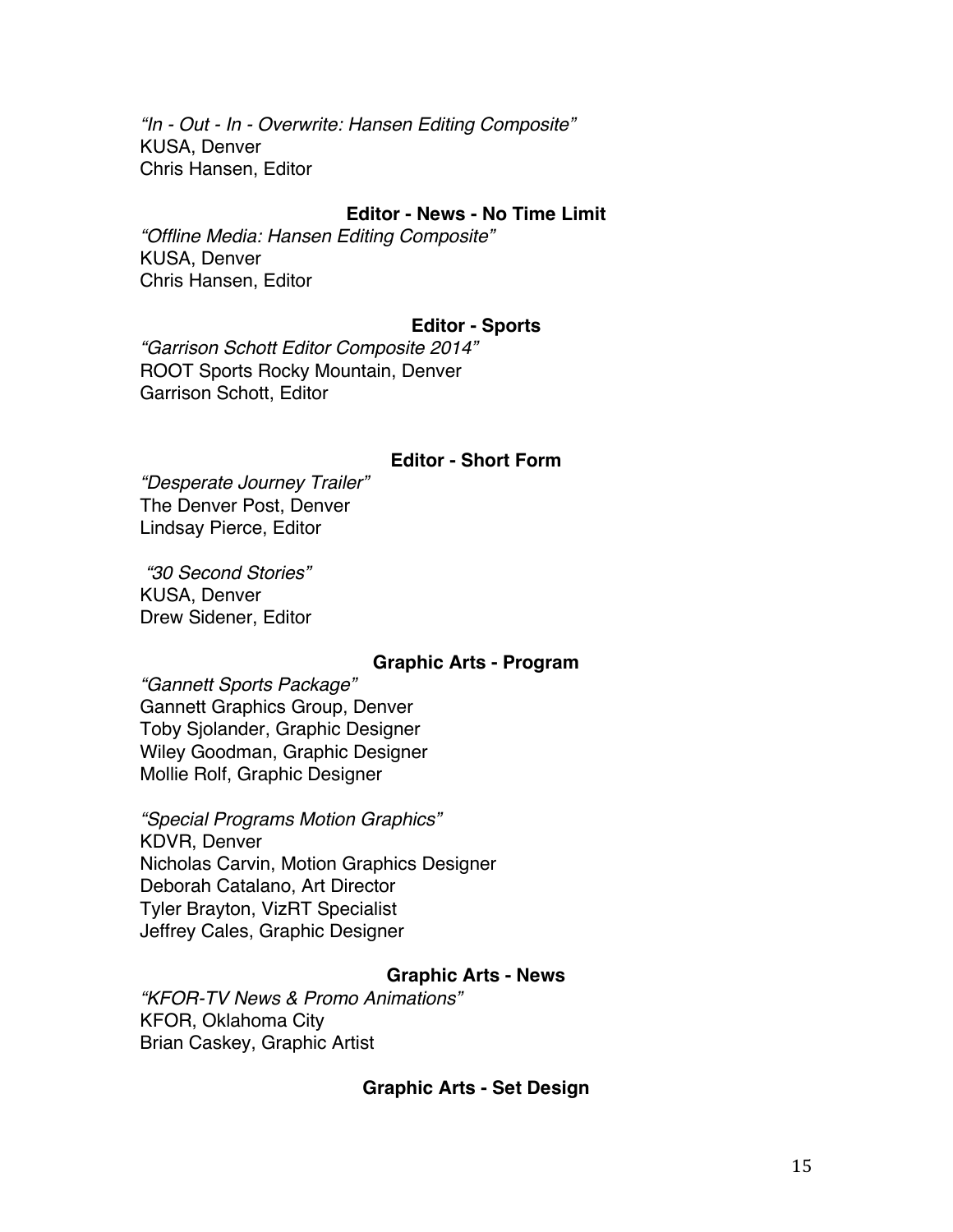*“In - Out - In - Overwrite: Hansen Editing Composite”*
KUSA, Denver
Chris Hansen, Editor

**Editor - News - No Time Limit**

*“Offline Media: Hansen Editing Composite”*
KUSA, Denver
Chris Hansen, Editor

**Editor - Sports**

*“Garrison Schott Editor Composite 2014”*
ROOT Sports Rocky Mountain, Denver
Garrison Schott, Editor

**Editor - Short Form**

*“Desperate Journey Trailer”*
The Denver Post, Denver
Lindsay Pierce, Editor

*“30 Second Stories”*
KUSA, Denver
Drew Sidener, Editor

**Graphic Arts - Program**

*“Gannett Sports Package”*
Gannett Graphics Group, Denver
Toby Sjolander, Graphic Designer
Wiley Goodman, Graphic Designer
Mollie Rolf, Graphic Designer

*“Special Programs Motion Graphics”*
KDVR, Denver
Nicholas Carvin, Motion Graphics Designer
Deborah Catalano, Art Director
Tyler Brayton, VizRT Specialist
Jeffrey Cales, Graphic Designer

**Graphic Arts - News**

*“KFOR-TV News & Promo Animations”*
KFOR, Oklahoma City
Brian Caskey, Graphic Artist

**Graphic Arts - Set Design**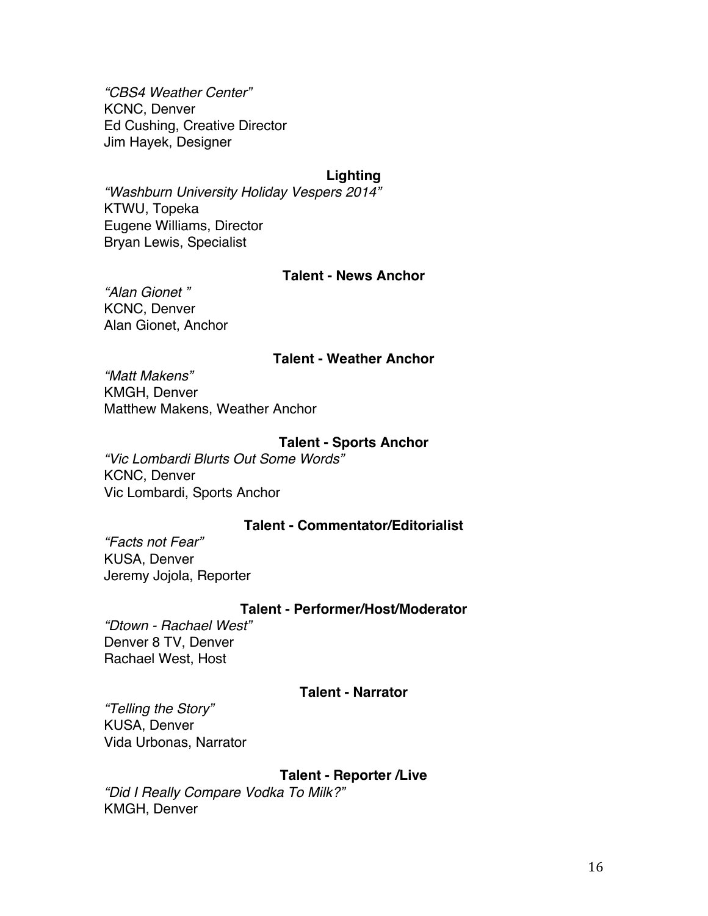*"CBS4 Weather Center"*
KCNC, Denver
Ed Cushing, Creative Director
Jim Hayek, Designer

### Lighting

*"Washburn University Holiday Vespers 2014"*
KTWU, Topeka
Eugene Williams, Director
Bryan Lewis, Specialist

### Talent - News Anchor

*"Alan Gionet "*
KCNC, Denver
Alan Gionet, Anchor

### Talent - Weather Anchor

*"Matt Makens"*
KMGH, Denver
Matthew Makens, Weather Anchor

### Talent - Sports Anchor

*"Vic Lombardi Blurts Out Some Words"*
KCNC, Denver
Vic Lombardi, Sports Anchor

### Talent - Commentator/Editorialist

*"Facts not Fear"*
KUSA, Denver
Jeremy Jojola, Reporter

### Talent - Performer/Host/Moderator

*"Dtown - Rachael West"*
Denver 8 TV, Denver
Rachael West, Host

### Talent - Narrator

*"Telling the Story"*
KUSA, Denver
Vida Urbonas, Narrator

### Talent - Reporter /Live

*"Did I Really Compare Vodka To Milk?"*
KMGH, Denver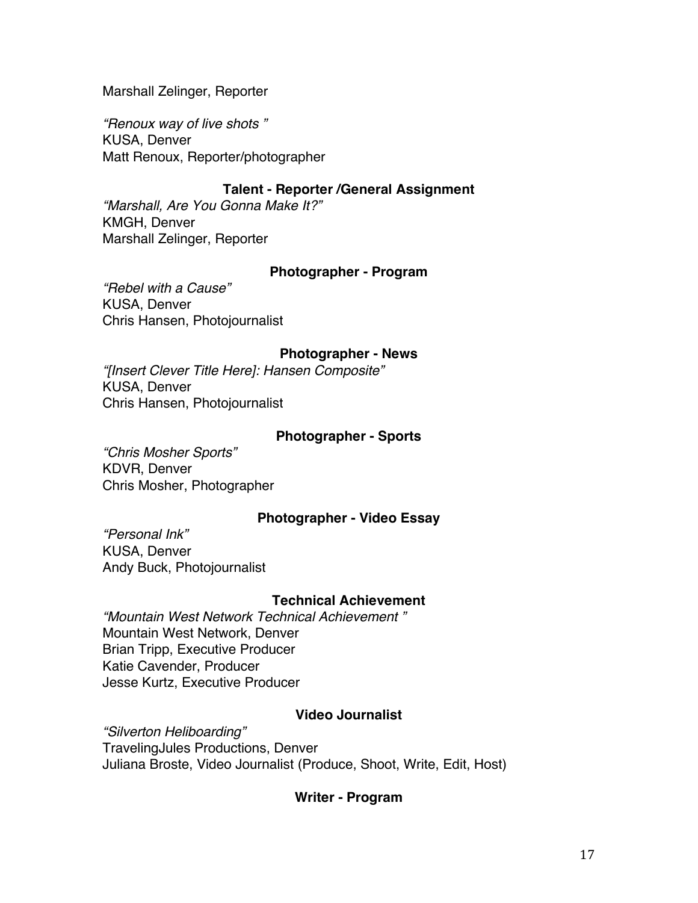Marshall Zelinger, Reporter

*"Renoux way of live shots "*
KUSA, Denver
Matt Renoux, Reporter/photographer

**Talent - Reporter /General Assignment**

*"Marshall, Are You Gonna Make It?"*
KMGH, Denver
Marshall Zelinger, Reporter

**Photographer - Program**

*"Rebel with a Cause"*
KUSA, Denver
Chris Hansen, Photojournalist

**Photographer - News**

*"[Insert Clever Title Here]: Hansen Composite"*
KUSA, Denver
Chris Hansen, Photojournalist

**Photographer - Sports**

*"Chris Mosher Sports"*
KDVR, Denver
Chris Mosher, Photographer

**Photographer - Video Essay**

*"Personal Ink"*
KUSA, Denver
Andy Buck, Photojournalist

**Technical Achievement**

*"Mountain West Network Technical Achievement "*
Mountain West Network, Denver
Brian Tripp, Executive Producer
Katie Cavender, Producer
Jesse Kurtz, Executive Producer

**Video Journalist**

*"Silverton Heliboarding"*
TravelingJules Productions, Denver
Juliana Broste, Video Journalist (Produce, Shoot, Write, Edit, Host)

**Writer - Program**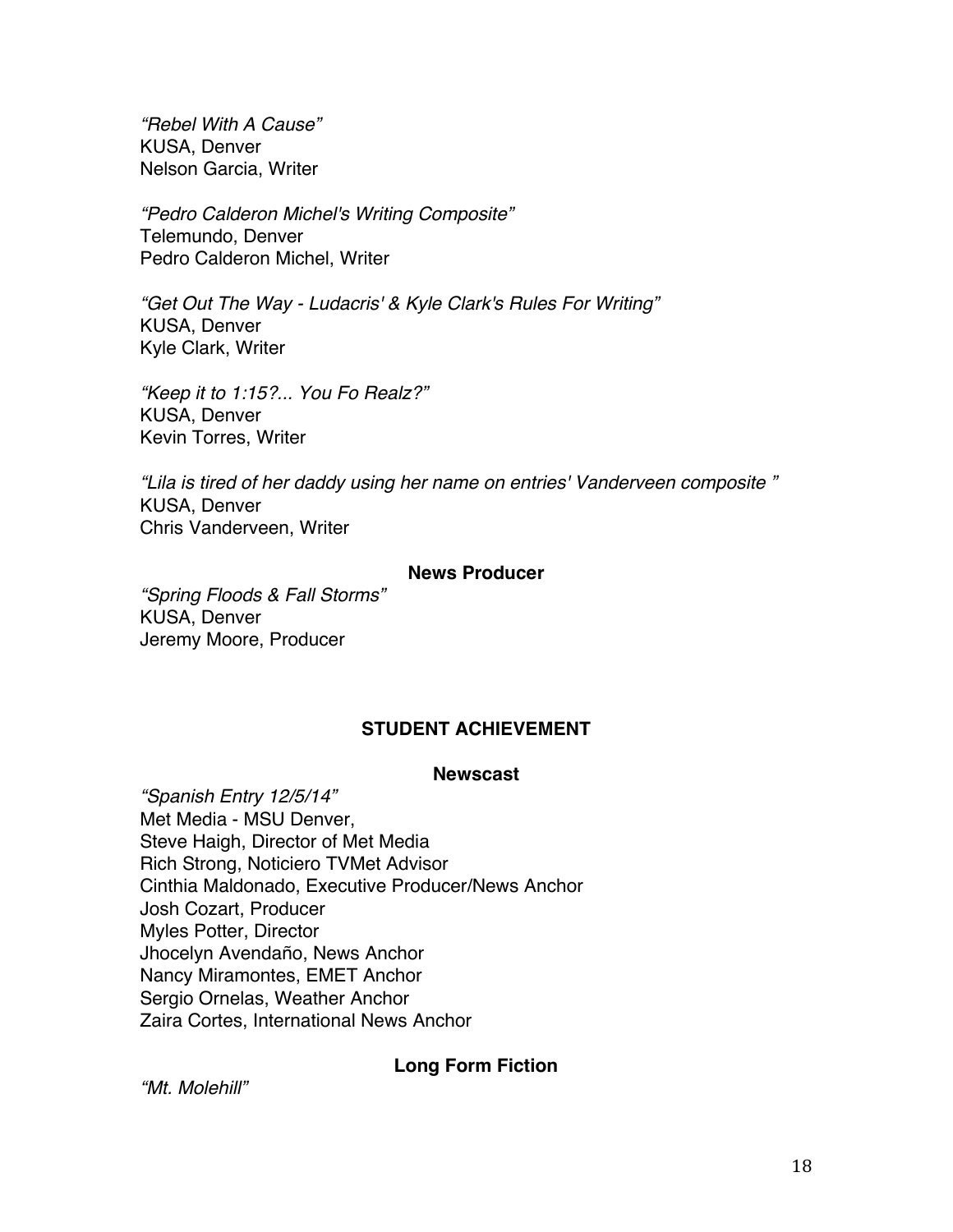*"Rebel With A Cause"*
KUSA, Denver
Nelson Garcia, Writer

*"Pedro Calderon Michel's Writing Composite"*
Telemundo, Denver
Pedro Calderon Michel, Writer

*"Get Out The Way - Ludacris' & Kyle Clark's Rules For Writing"*
KUSA, Denver
Kyle Clark, Writer

*"Keep it to 1:15?... You Fo Realz?"*
KUSA, Denver
Kevin Torres, Writer

*"Lila is tired of her daddy using her name on entries' Vanderveen composite "*
KUSA, Denver
Chris Vanderveen, Writer

**News Producer**

*"Spring Floods & Fall Storms"*
KUSA, Denver
Jeremy Moore, Producer

## STUDENT ACHIEVEMENT

**Newscast**

*"Spanish Entry 12/5/14"*
Met Media - MSU Denver,
Steve Haigh, Director of Met Media
Rich Strong, Noticiero TVMet Advisor
Cinthia Maldonado, Executive Producer/News Anchor
Josh Cozart, Producer
Myles Potter, Director
Jhocelyn Avendaño, News Anchor
Nancy Miramontes, EMET Anchor
Sergio Ornelas, Weather Anchor
Zaira Cortes, International News Anchor

**Long Form Fiction**

*"Mt. Molehill"*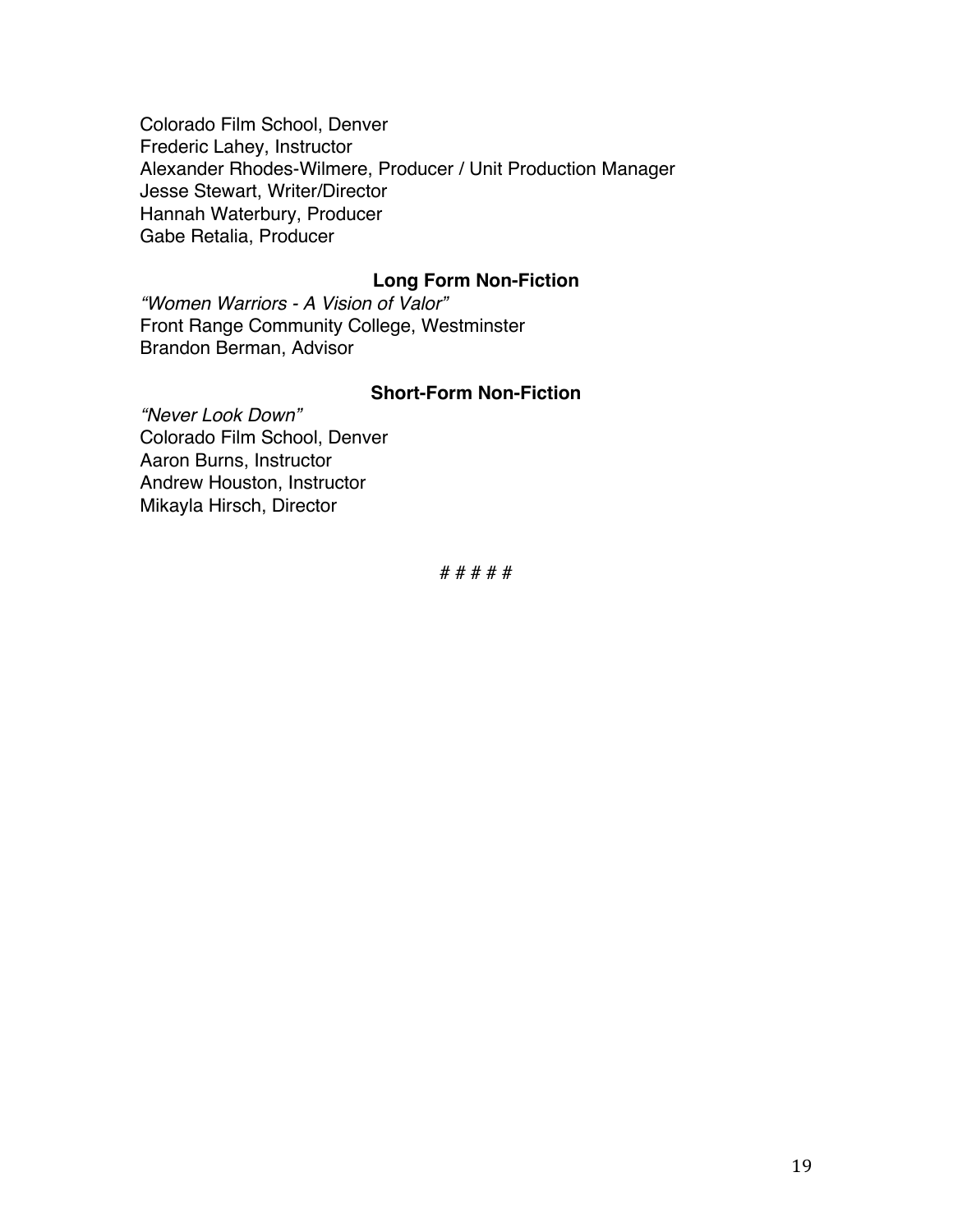Colorado Film School, Denver
Frederic Lahey, Instructor
Alexander Rhodes-Wilmere, Producer / Unit Production Manager
Jesse Stewart, Writer/Director
Hannah Waterbury, Producer
Gabe Retalia, Producer

### Long Form Non-Fiction

*"Women Warriors - A Vision of Valor"*
Front Range Community College, Westminster
Brandon Berman, Advisor

### Short-Form Non-Fiction

*"Never Look Down"*
Colorado Film School, Denver
Aaron Burns, Instructor
Andrew Houston, Instructor
Mikayla Hirsch, Director

# # # # #